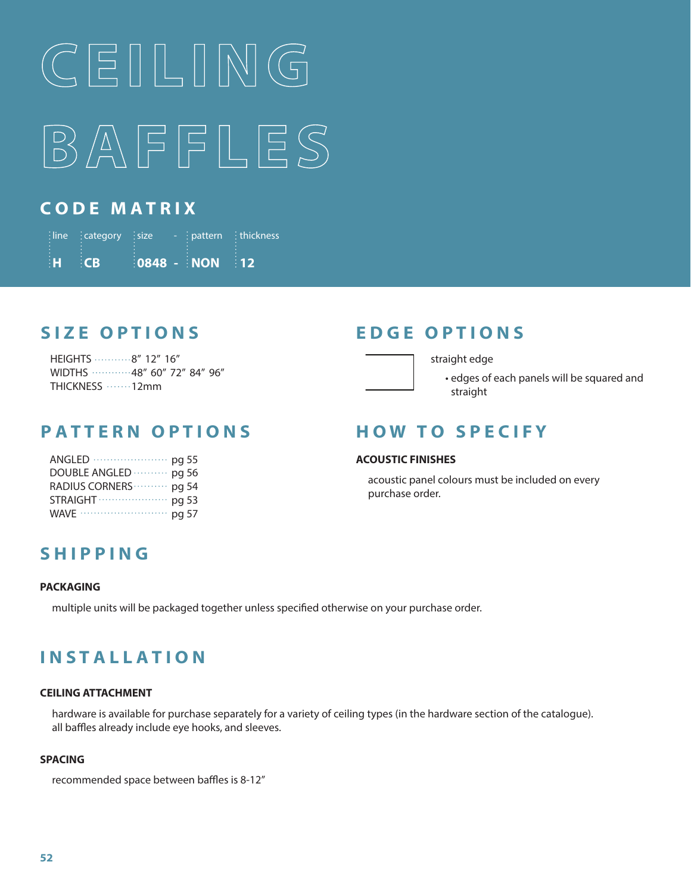# CEILING BAFFLES

## CODE MATRIX

| line | category | size | - | pattern | thickness |
|---|---|---|---|---|---|
| **H** | **CB** | **0848** | **-** | **NON** | **12** |

## SIZE OPTIONS

HEIGHTS ........... 8″ 12″ 16″
WIDTHS ............ 48″ 60″ 72″ 84″ 96″
THICKNESS ....... 12mm

## PATTERN OPTIONS

ANGLED ...................... pg 55
DOUBLE ANGLED .......... pg 56
RADIUS CORNERS .......... pg 54
STRAIGHT ..................... pg 53
WAVE ........................... pg 57

## EDGE OPTIONS

straight edge

- edges of each panels will be squared and straight

## HOW TO SPECIFY

**ACOUSTIC FINISHES**

acoustic panel colours must be included on every purchase order.

## SHIPPING

**PACKAGING**

multiple units will be packaged together unless specified otherwise on your purchase order.

## INSTALLATION

**CEILING ATTACHMENT**

hardware is available for purchase separately for a variety of ceiling types (in the hardware section of the catalogue). all baffles already include eye hooks, and sleeves.

**SPACING**

recommended space between baffles is 8-12″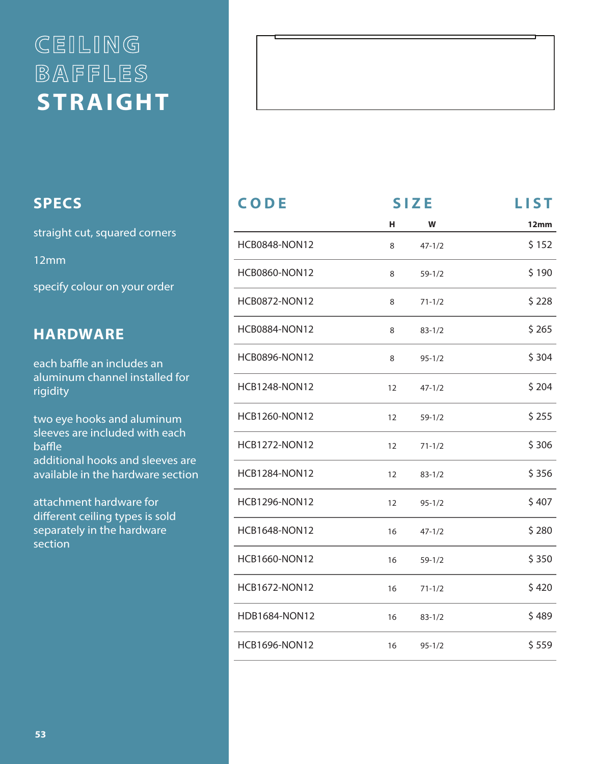# CEILING BAFFLES STRAIGHT

## SPECS

straight cut, squared corners

12mm

specify colour on your order

## HARDWARE

each baffle an includes an aluminum channel installed for rigidity

two eye hooks and aluminum sleeves are included with each baffle
additional hooks and sleeves are available in the hardware section

attachment hardware for different ceiling types is sold separately in the hardware section

| CODE | SIZE | | LIST |
|---|---|---|---|
| | H | W | 12mm |
| HCB0848-NON12 | 8 | 47-1/2 | $ 152 |
| HCB0860-NON12 | 8 | 59-1/2 | $ 190 |
| HCB0872-NON12 | 8 | 71-1/2 | $ 228 |
| HCB0884-NON12 | 8 | 83-1/2 | $ 265 |
| HCB0896-NON12 | 8 | 95-1/2 | $ 304 |
| HCB1248-NON12 | 12 | 47-1/2 | $ 204 |
| HCB1260-NON12 | 12 | 59-1/2 | $ 255 |
| HCB1272-NON12 | 12 | 71-1/2 | $ 306 |
| HCB1284-NON12 | 12 | 83-1/2 | $ 356 |
| HCB1296-NON12 | 12 | 95-1/2 | $ 407 |
| HCB1648-NON12 | 16 | 47-1/2 | $ 280 |
| HCB1660-NON12 | 16 | 59-1/2 | $ 350 |
| HCB1672-NON12 | 16 | 71-1/2 | $ 420 |
| HDB1684-NON12 | 16 | 83-1/2 | $ 489 |
| HCB1696-NON12 | 16 | 95-1/2 | $ 559 |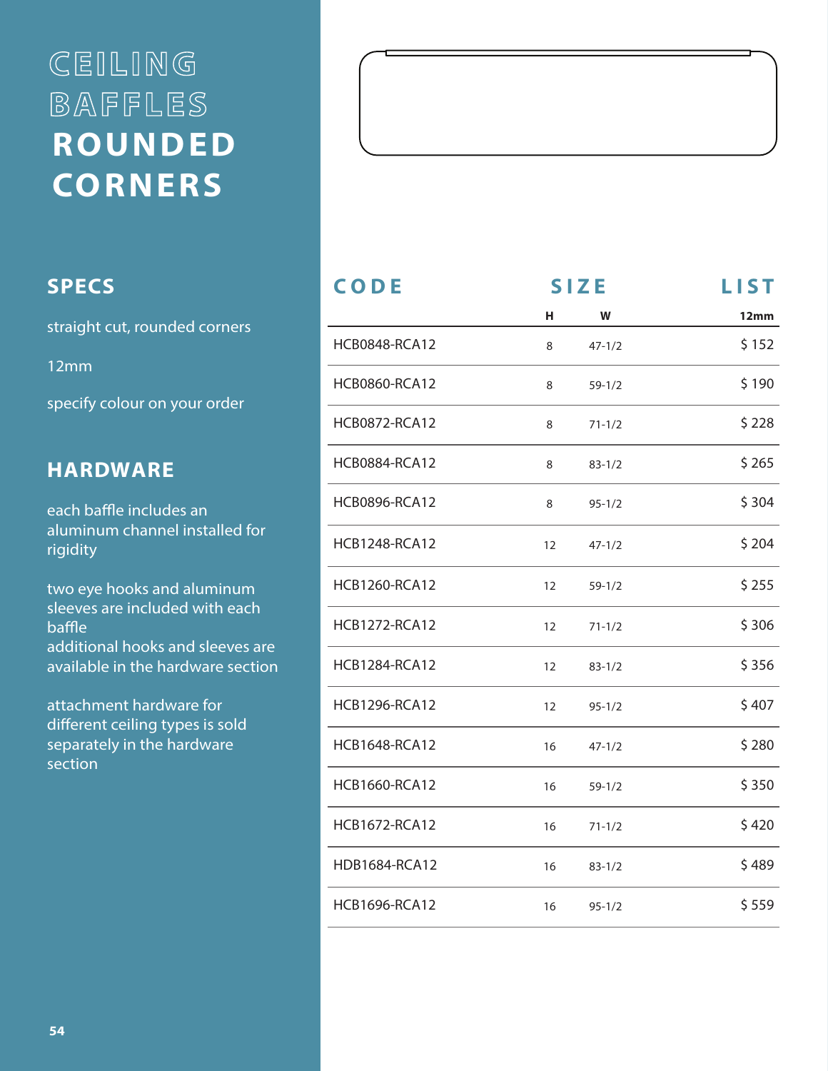# CEILING BAFFLES ROUNDED CORNERS

## SPECS

straight cut, rounded corners

12mm

specify colour on your order

## HARDWARE

each baffle includes an aluminum channel installed for rigidity

two eye hooks and aluminum sleeves are included with each baffle
additional hooks and sleeves are available in the hardware section

attachment hardware for different ceiling types is sold separately in the hardware section

| CODE | SIZE | | LIST |
|---|---|---|---|
| | H | W | 12mm |
| HCB0848-RCA12 | 8 | 47-1/2 | $ 152 |
| HCB0860-RCA12 | 8 | 59-1/2 | $ 190 |
| HCB0872-RCA12 | 8 | 71-1/2 | $ 228 |
| HCB0884-RCA12 | 8 | 83-1/2 | $ 265 |
| HCB0896-RCA12 | 8 | 95-1/2 | $ 304 |
| HCB1248-RCA12 | 12 | 47-1/2 | $ 204 |
| HCB1260-RCA12 | 12 | 59-1/2 | $ 255 |
| HCB1272-RCA12 | 12 | 71-1/2 | $ 306 |
| HCB1284-RCA12 | 12 | 83-1/2 | $ 356 |
| HCB1296-RCA12 | 12 | 95-1/2 | $ 407 |
| HCB1648-RCA12 | 16 | 47-1/2 | $ 280 |
| HCB1660-RCA12 | 16 | 59-1/2 | $ 350 |
| HCB1672-RCA12 | 16 | 71-1/2 | $ 420 |
| HDB1684-RCA12 | 16 | 83-1/2 | $ 489 |
| HCB1696-RCA12 | 16 | 95-1/2 | $ 559 |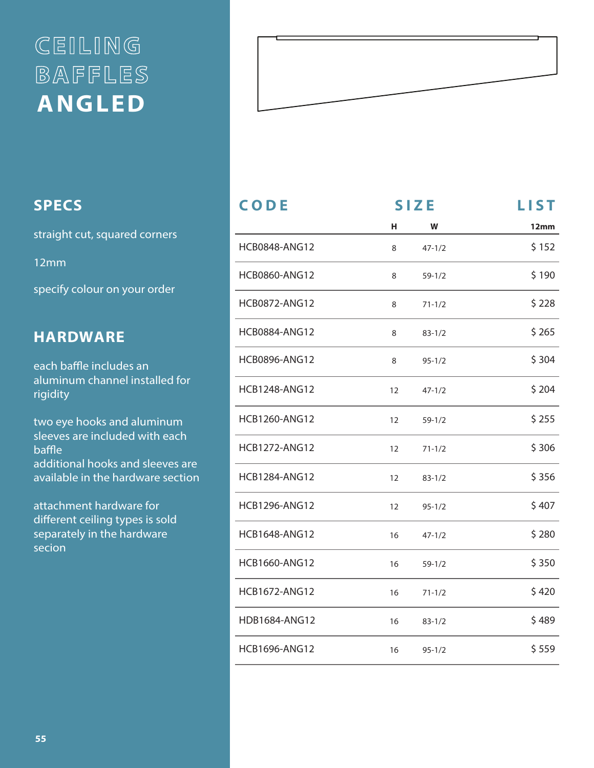# CEILING BAFFLES ANGLED

## SPECS

straight cut, squared corners

12mm

specify colour on your order

## HARDWARE

each baffle includes an aluminum channel installed for rigidity

two eye hooks and aluminum sleeves are included with each baffle
additional hooks and sleeves are available in the hardware section

attachment hardware for different ceiling types is sold separately in the hardware secion

| CODE | SIZE | | LIST |
|---|---|---|---|
| | H | W | 12mm |
| HCB0848-ANG12 | 8 | 47-1/2 | $ 152 |
| HCB0860-ANG12 | 8 | 59-1/2 | $ 190 |
| HCB0872-ANG12 | 8 | 71-1/2 | $ 228 |
| HCB0884-ANG12 | 8 | 83-1/2 | $ 265 |
| HCB0896-ANG12 | 8 | 95-1/2 | $ 304 |
| HCB1248-ANG12 | 12 | 47-1/2 | $ 204 |
| HCB1260-ANG12 | 12 | 59-1/2 | $ 255 |
| HCB1272-ANG12 | 12 | 71-1/2 | $ 306 |
| HCB1284-ANG12 | 12 | 83-1/2 | $ 356 |
| HCB1296-ANG12 | 12 | 95-1/2 | $ 407 |
| HCB1648-ANG12 | 16 | 47-1/2 | $ 280 |
| HCB1660-ANG12 | 16 | 59-1/2 | $ 350 |
| HCB1672-ANG12 | 16 | 71-1/2 | $ 420 |
| HDB1684-ANG12 | 16 | 83-1/2 | $ 489 |
| HCB1696-ANG12 | 16 | 95-1/2 | $ 559 |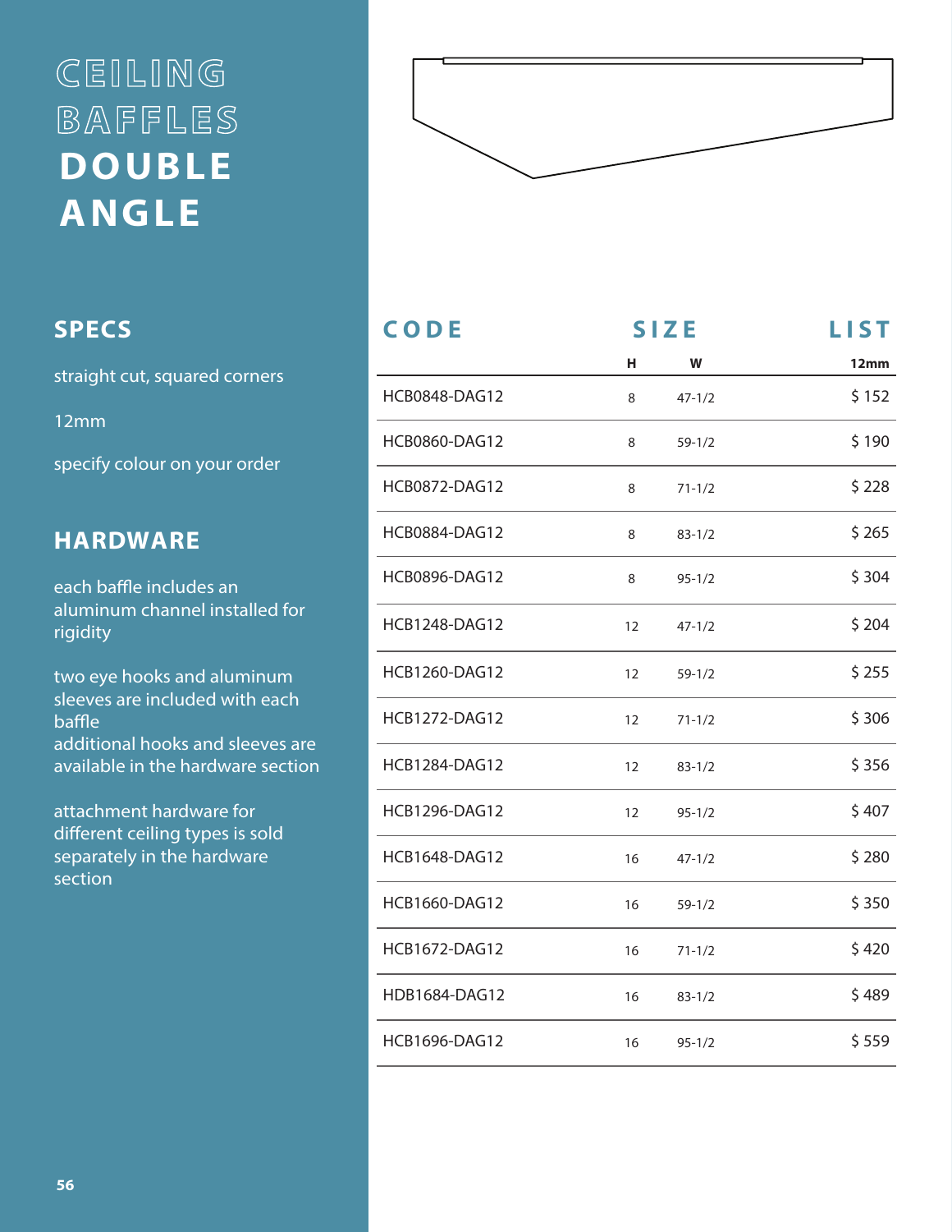# CEILING BAFFLES DOUBLE ANGLE

## SPECS

straight cut, squared corners

12mm

specify colour on your order

## HARDWARE

each baffle includes an aluminum channel installed for rigidity

two eye hooks and aluminum sleeves are included with each baffle
additional hooks and sleeves are available in the hardware section

attachment hardware for different ceiling types is sold separately in the hardware section

| CODE | SIZE | | LIST |
|---|---|---|---|
| | H | W | 12mm |
| HCB0848-DAG12 | 8 | 47-1/2 | $ 152 |
| HCB0860-DAG12 | 8 | 59-1/2 | $ 190 |
| HCB0872-DAG12 | 8 | 71-1/2 | $ 228 |
| HCB0884-DAG12 | 8 | 83-1/2 | $ 265 |
| HCB0896-DAG12 | 8 | 95-1/2 | $ 304 |
| HCB1248-DAG12 | 12 | 47-1/2 | $ 204 |
| HCB1260-DAG12 | 12 | 59-1/2 | $ 255 |
| HCB1272-DAG12 | 12 | 71-1/2 | $ 306 |
| HCB1284-DAG12 | 12 | 83-1/2 | $ 356 |
| HCB1296-DAG12 | 12 | 95-1/2 | $ 407 |
| HCB1648-DAG12 | 16 | 47-1/2 | $ 280 |
| HCB1660-DAG12 | 16 | 59-1/2 | $ 350 |
| HCB1672-DAG12 | 16 | 71-1/2 | $ 420 |
| HDB1684-DAG12 | 16 | 83-1/2 | $ 489 |
| HCB1696-DAG12 | 16 | 95-1/2 | $ 559 |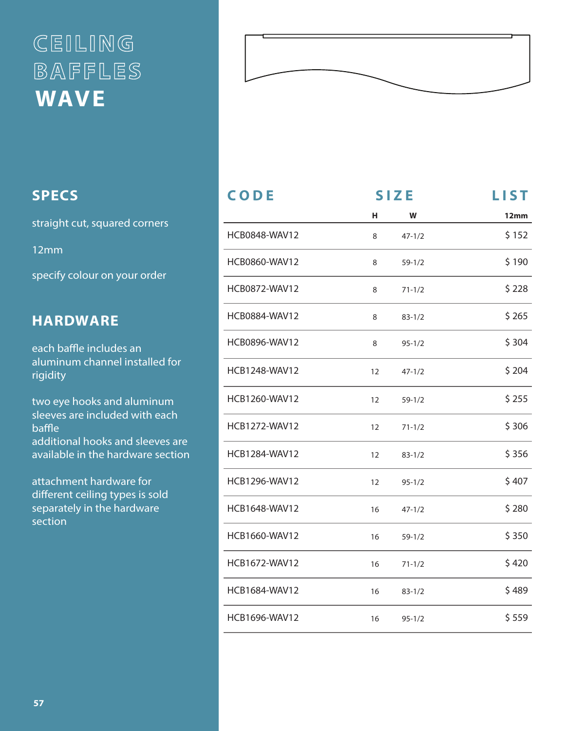# CEILING BAFFLES
# WAVE

## SPECS

straight cut, squared corners

12mm

specify colour on your order

## HARDWARE

each baffle includes an aluminum channel installed for rigidity

two eye hooks and aluminum sleeves are included with each baffle
additional hooks and sleeves are available in the hardware section

attachment hardware for different ceiling types is sold separately in the hardware section

| CODE | SIZE | | LIST |
|---|---|---|---|
| | H | W | 12mm |
| HCB0848-WAV12 | 8 | 47-1/2 | $ 152 |
| HCB0860-WAV12 | 8 | 59-1/2 | $ 190 |
| HCB0872-WAV12 | 8 | 71-1/2 | $ 228 |
| HCB0884-WAV12 | 8 | 83-1/2 | $ 265 |
| HCB0896-WAV12 | 8 | 95-1/2 | $ 304 |
| HCB1248-WAV12 | 12 | 47-1/2 | $ 204 |
| HCB1260-WAV12 | 12 | 59-1/2 | $ 255 |
| HCB1272-WAV12 | 12 | 71-1/2 | $ 306 |
| HCB1284-WAV12 | 12 | 83-1/2 | $ 356 |
| HCB1296-WAV12 | 12 | 95-1/2 | $ 407 |
| HCB1648-WAV12 | 16 | 47-1/2 | $ 280 |
| HCB1660-WAV12 | 16 | 59-1/2 | $ 350 |
| HCB1672-WAV12 | 16 | 71-1/2 | $ 420 |
| HCB1684-WAV12 | 16 | 83-1/2 | $ 489 |
| HCB1696-WAV12 | 16 | 95-1/2 | $ 559 |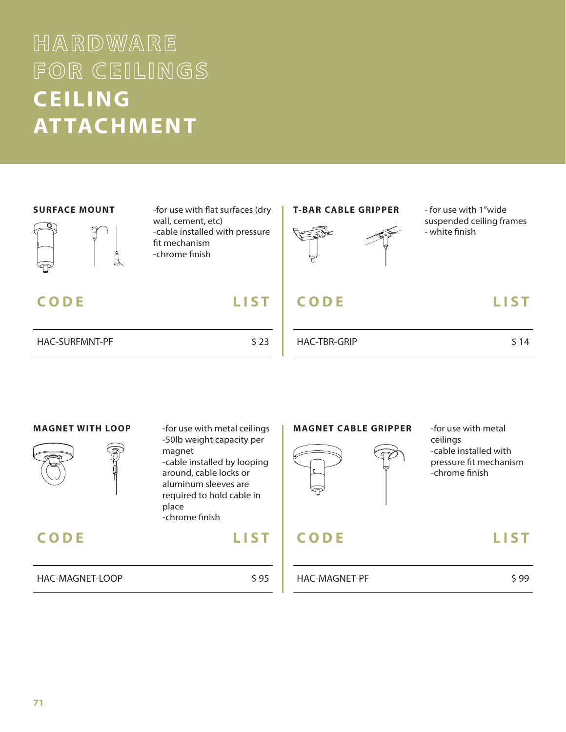# HARDWARE FOR CEILINGS

## CEILING ATTACHMENT

### SURFACE MOUNT

-for use with flat surfaces (dry wall, cement, etc)
-cable installed with pressure fit mechanism
-chrome finish

| CODE | LIST |
| --- | --- |
| HAC-SURFMNT-PF | $ 23 |

### T-BAR CABLE GRIPPER

- for use with 1"wide suspended ceiling frames
- white finish

| CODE | LIST |
| --- | --- |
| HAC-TBR-GRIP | $ 14 |

### MAGNET WITH LOOP

-for use with metal ceilings
-50lb weight capacity per magnet
-cable installed by looping around, cable locks or aluminum sleeves are required to hold cable in place
-chrome finish

| CODE | LIST |
| --- | --- |
| HAC-MAGNET-LOOP | $ 95 |

### MAGNET CABLE GRIPPER

-for use with metal ceilings
-cable installed with pressure fit mechanism
-chrome finish

| CODE | LIST |
| --- | --- |
| HAC-MAGNET-PF | $ 99 |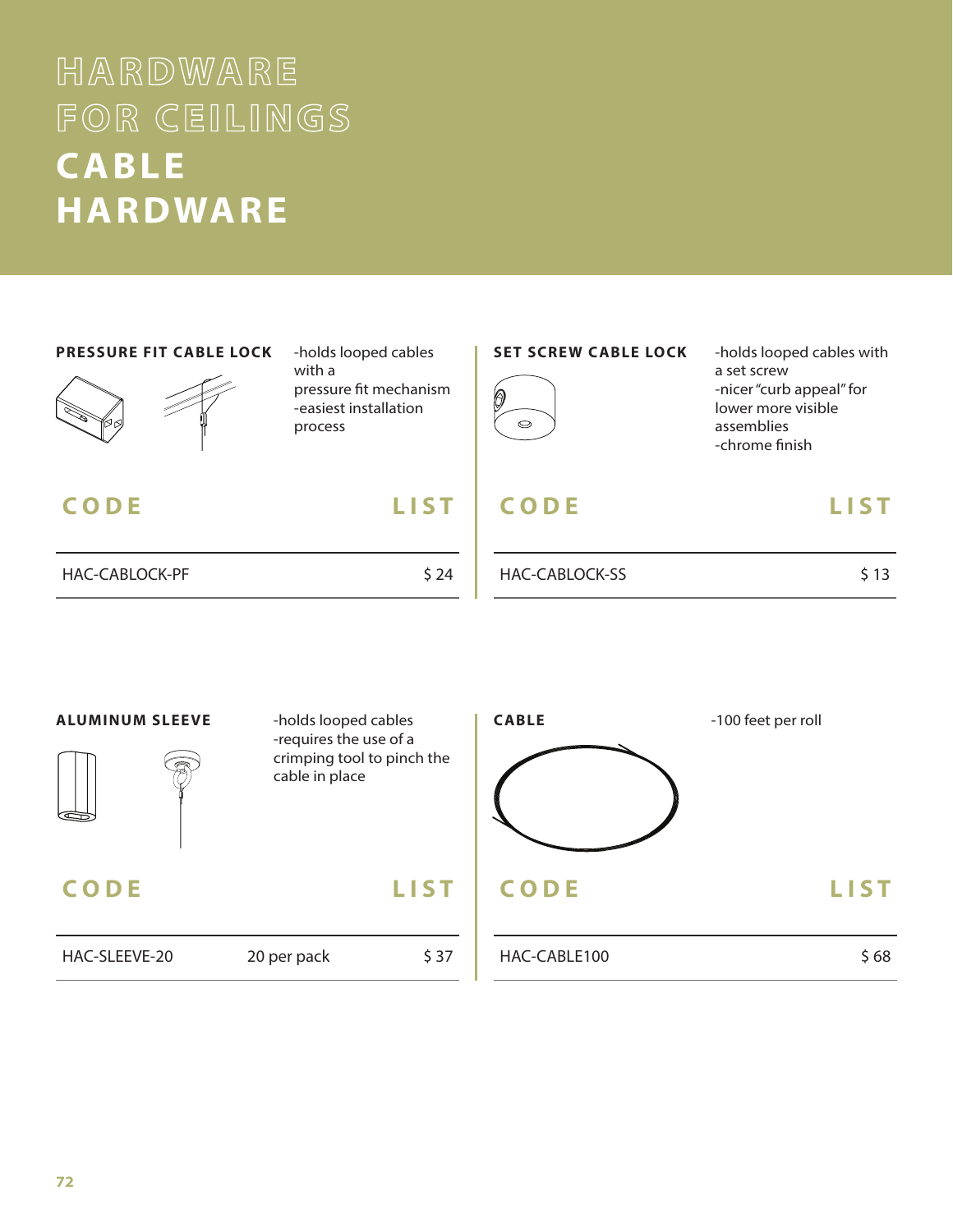# HARDWARE FOR CEILINGS

## CABLE HARDWARE

### PRESSURE FIT CABLE LOCK

-holds looped cables with a pressure fit mechanism
-easiest installation process

| CODE | LIST |
|---|---|
| HAC-CABLOCK-PF | $ 24 |

### SET SCREW CABLE LOCK

-holds looped cables with a set screw
-nicer "curb appeal" for lower more visible assemblies
-chrome finish

| CODE | LIST |
|---|---|
| HAC-CABLOCK-SS | $ 13 |

### ALUMINUM SLEEVE

-holds looped cables
-requires the use of a crimping tool to pinch the cable in place

| CODE | | LIST |
|---|---|---|
| HAC-SLEEVE-20 | 20 per pack | $ 37 |

### CABLE

-100 feet per roll

| CODE | LIST |
|---|---|
| HAC-CABLE100 | $ 68 |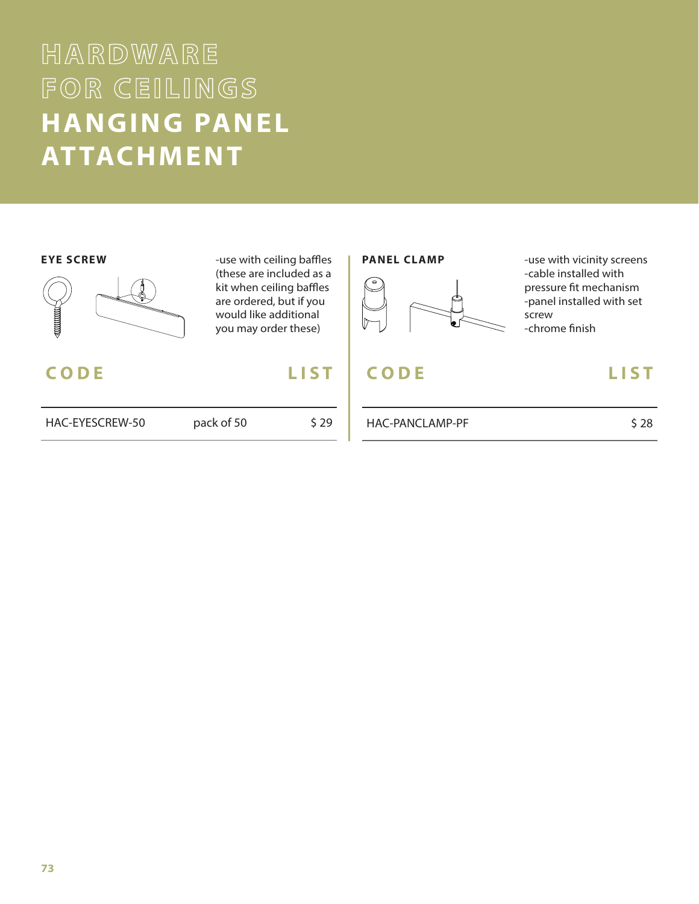# HARDWARE FOR CEILINGS
# HANGING PANEL ATTACHMENT

### EYE SCREW

-use with ceiling baffles (these are included as a kit when ceiling baffles are ordered, but if you would like additional you may order these)

| CODE | | LIST |
|---|---|---|
| HAC-EYESCREW-50 | pack of 50 | $ 29 |

### PANEL CLAMP

-use with vicinity screens
-cable installed with pressure fit mechanism
-panel installed with set screw
-chrome finish

| CODE | LIST |
|---|---|
| HAC-PANCLAMP-PF | $ 28 |